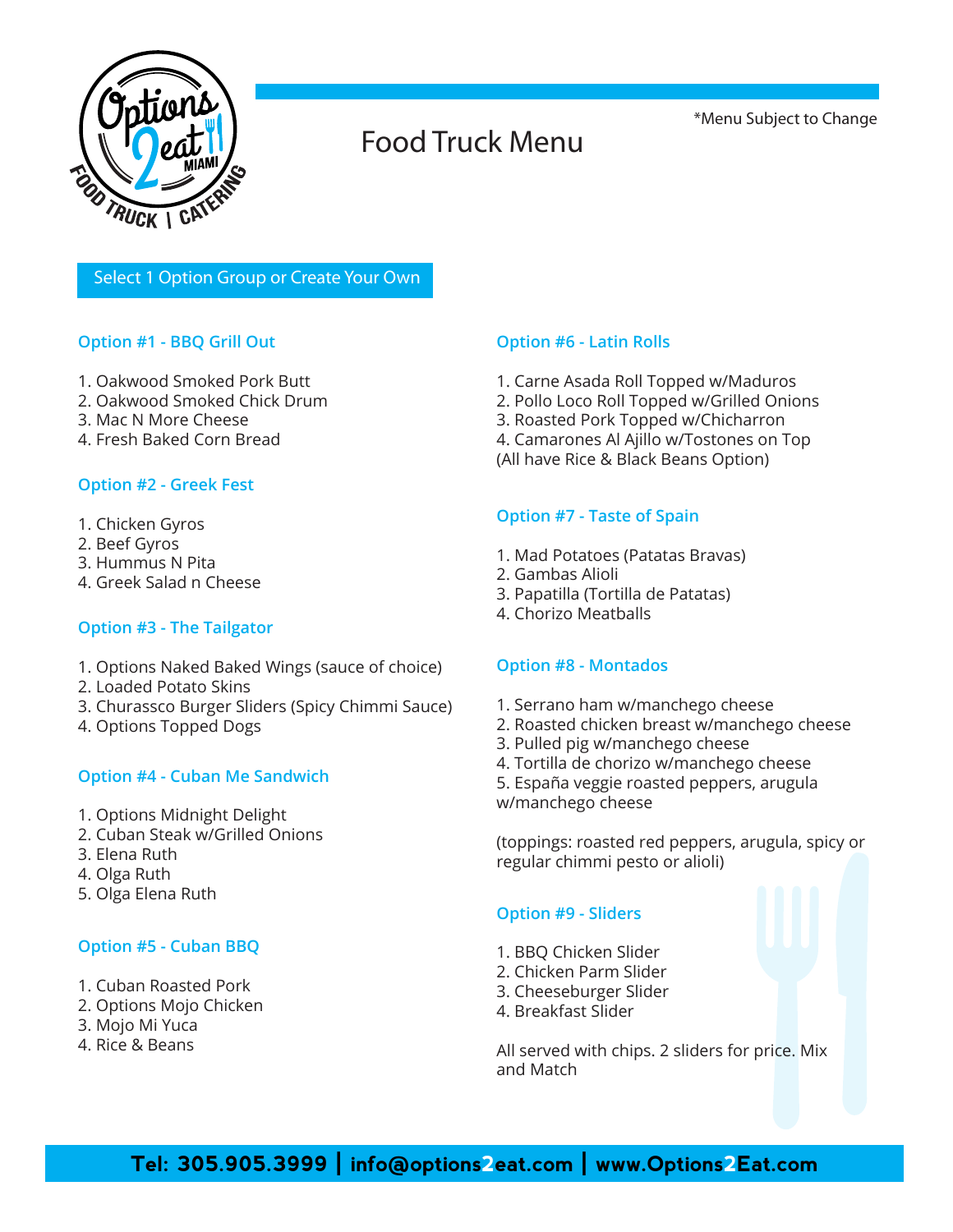# Food Truck Menu

*Menu Subject to Change

**Select 1 Option Group or Create Your Own**

## Option #1 - BBQ Grill Out

1. Oakwood Smoked Pork Butt
2. Oakwood Smoked Chick Drum
3. Mac N More Cheese
4. Fresh Baked Corn Bread

## Option #2 - Greek Fest

1. Chicken Gyros
2. Beef Gyros
3. Hummus N Pita
4. Greek Salad n Cheese

## Option #3 - The Tailgator

1. Options Naked Baked Wings (sauce of choice)
2. Loaded Potato Skins
3. Churassco Burger Sliders (Spicy Chimmi Sauce)
4. Options Topped Dogs

## Option #4 - Cuban Me Sandwich

1. Options Midnight Delight
2. Cuban Steak w/Grilled Onions
3. Elena Ruth
4. Olga Ruth
5. Olga Elena Ruth

## Option #5 - Cuban BBQ

1. Cuban Roasted Pork
2. Options Mojo Chicken
3. Mojo Mi Yuca
4. Rice & Beans

## Option #6 - Latin Rolls

1. Carne Asada Roll Topped w/Maduros
2. Pollo Loco Roll Topped w/Grilled Onions
3. Roasted Pork Topped w/Chicharron
4. Camarones Al Ajillo w/Tostones on Top

(All have Rice & Black Beans Option)

## Option #7 - Taste of Spain

1. Mad Potatoes (Patatas Bravas)
2. Gambas Alioli
3. Papatilla (Tortilla de Patatas)
4. Chorizo Meatballs

## Option #8 - Montados

1. Serrano ham w/manchego cheese
2. Roasted chicken breast w/manchego cheese
3. Pulled pig w/manchego cheese
4. Tortilla de chorizo w/manchego cheese
5. España veggie roasted peppers, arugula w/manchego cheese

(toppings: roasted red peppers, arugula, spicy or regular chimmi pesto or alioli)

## Option #9 - Sliders

1. BBQ Chicken Slider
2. Chicken Parm Slider
3. Cheeseburger Slider
4. Breakfast Slider

All served with chips. 2 sliders for price. Mix and Match

**Tel: 305.905.3999 | info@options2eat.com | www.Options2Eat.com**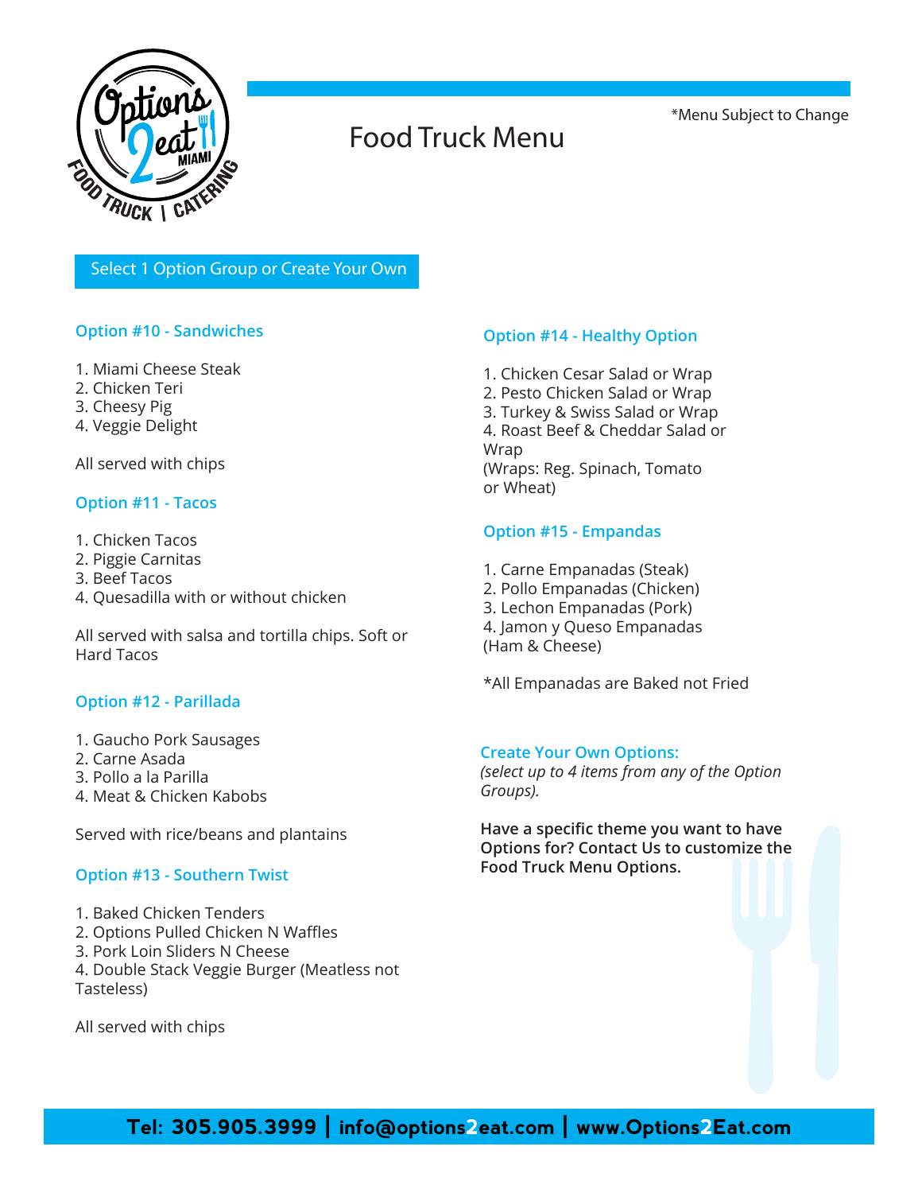# Food Truck Menu

*Menu Subject to Change

Select 1 Option Group or Create Your Own

## Option #10 - Sandwiches

1. Miami Cheese Steak
2. Chicken Teri
3. Cheesy Pig
4. Veggie Delight

All served with chips

## Option #11 - Tacos

1. Chicken Tacos
2. Piggie Carnitas
3. Beef Tacos
4. Quesadilla with or without chicken

All served with salsa and tortilla chips. Soft or Hard Tacos

## Option #12 - Parillada

1. Gaucho Pork Sausages
2. Carne Asada
3. Pollo a la Parilla
4. Meat & Chicken Kabobs

Served with rice/beans and plantains

## Option #13 - Southern Twist

1. Baked Chicken Tenders
2. Options Pulled Chicken N Waffles
3. Pork Loin Sliders N Cheese
4. Double Stack Veggie Burger (Meatless not Tasteless)

All served with chips

## Option #14 - Healthy Option

1. Chicken Cesar Salad or Wrap
2. Pesto Chicken Salad or Wrap
3. Turkey & Swiss Salad or Wrap
4. Roast Beef & Cheddar Salad or Wrap
(Wraps: Reg. Spinach, Tomato or Wheat)

## Option #15 - Empandas

1. Carne Empanadas (Steak)
2. Pollo Empanadas (Chicken)
3. Lechon Empanadas (Pork)
4. Jamon y Queso Empanadas (Ham & Cheese)

*All Empanadas are Baked not Fried

## Create Your Own Options:

*(select up to 4 items from any of the Option Groups).*

**Have a specific theme you want to have Options for? Contact Us to customize the Food Truck Menu Options.**

**Tel: 305.905.3999 | info@options2eat.com | www.Options2Eat.com**